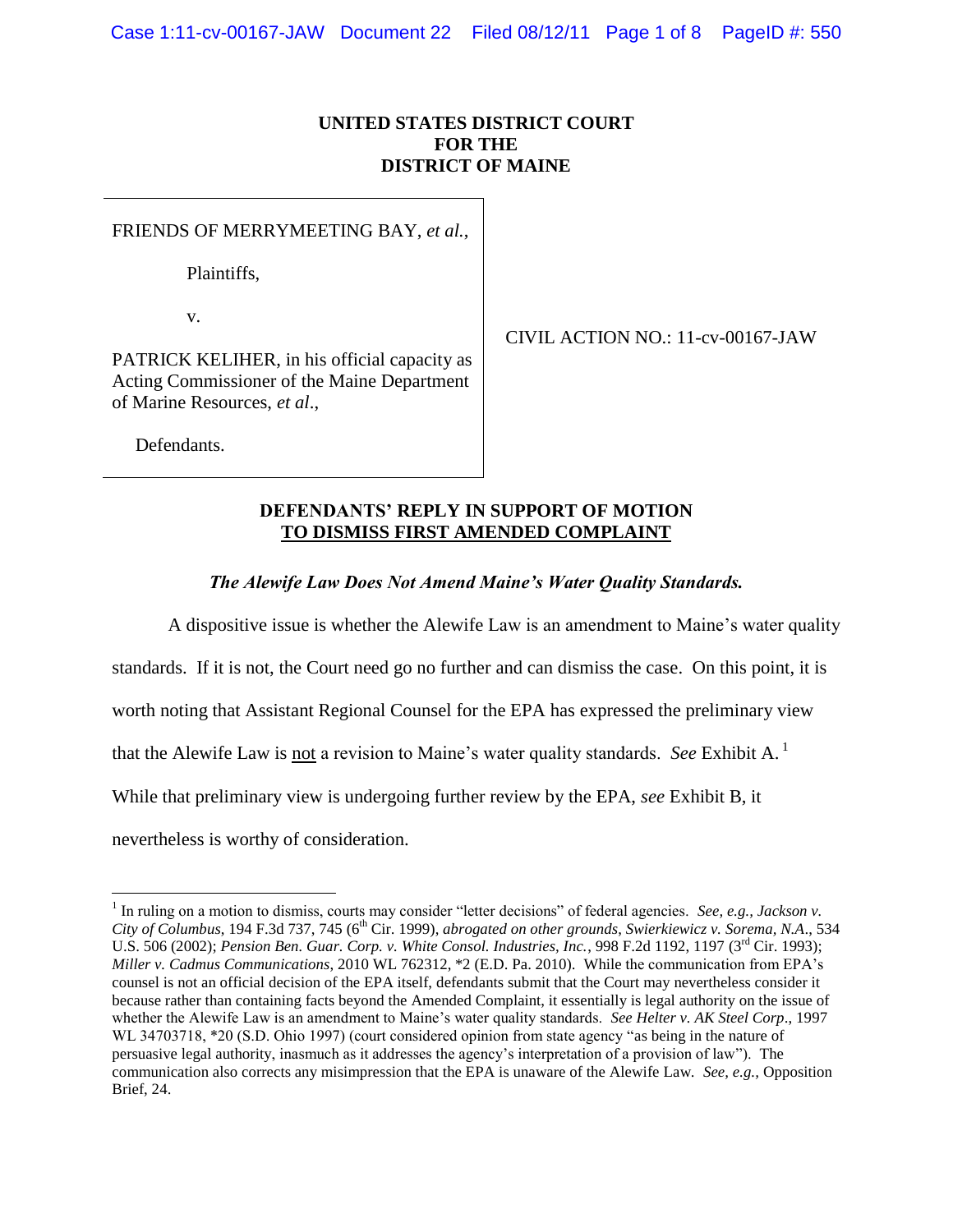**UNITED STATES DISTRICT COURT**
**FOR THE**
**DISTRICT OF MAINE**

| | |
|---|---|
| FRIENDS OF MERRYMEETING BAY, *et al.*,<br><br>Plaintiffs,<br><br>v.<br><br>PATRICK KELIHER, in his official capacity as Acting Commissioner of the Maine Department of Marine Resources, *et al*.,<br><br>Defendants. | CIVIL ACTION NO.: 11-cv-00167-JAW |

**DEFENDANTS' REPLY IN SUPPORT OF MOTION**
**TO DISMISS FIRST AMENDED COMPLAINT**

***The Alewife Law Does Not Amend Maine's Water Quality Standards.***

A dispositive issue is whether the Alewife Law is an amendment to Maine's water quality standards. If it is not, the Court need go no further and can dismiss the case. On this point, it is worth noting that Assistant Regional Counsel for the EPA has expressed the preliminary view that the Alewife Law is not a revision to Maine's water quality standards. *See* Exhibit A.[1] While that preliminary view is undergoing further review by the EPA, *see* Exhibit B, it nevertheless is worthy of consideration.

[1] In ruling on a motion to dismiss, courts may consider "letter decisions" of federal agencies. *See, e.g., Jackson v. City of Columbus*, 194 F.3d 737, 745 (6th Cir. 1999), *abrogated on other grounds*, *Swierkiewicz v. Sorema, N.A*., 534 U.S. 506 (2002); *Pension Ben. Guar. Corp. v. White Consol. Industries, Inc.*, 998 F.2d 1192, 1197 (3rd Cir. 1993); *Miller v. Cadmus Communications*, 2010 WL 762312, *2 (E.D. Pa. 2010). While the communication from EPA's counsel is not an official decision of the EPA itself, defendants submit that the Court may nevertheless consider it because rather than containing facts beyond the Amended Complaint, it essentially is legal authority on the issue of whether the Alewife Law is an amendment to Maine's water quality standards. *See Helter v. AK Steel Corp*., 1997 WL 34703718, *20 (S.D. Ohio 1997) (court considered opinion from state agency "as being in the nature of persuasive legal authority, inasmuch as it addresses the agency's interpretation of a provision of law"). The communication also corrects any misimpression that the EPA is unaware of the Alewife Law. *See, e.g.,* Opposition Brief, 24.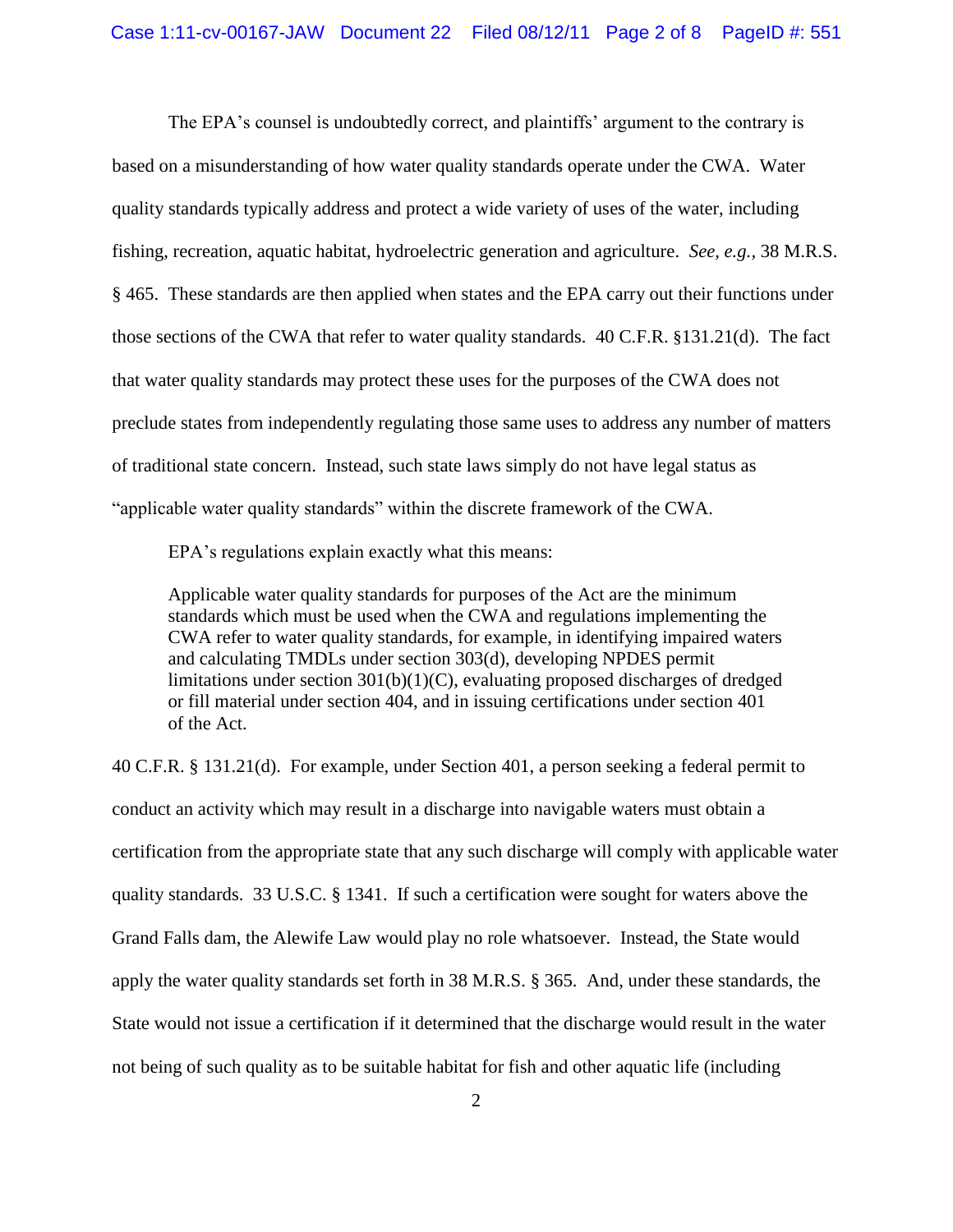The EPA's counsel is undoubtedly correct, and plaintiffs' argument to the contrary is based on a misunderstanding of how water quality standards operate under the CWA. Water quality standards typically address and protect a wide variety of uses of the water, including fishing, recreation, aquatic habitat, hydroelectric generation and agriculture. *See, e.g.,* 38 M.R.S. § 465. These standards are then applied when states and the EPA carry out their functions under those sections of the CWA that refer to water quality standards. 40 C.F.R. §131.21(d). The fact that water quality standards may protect these uses for the purposes of the CWA does not preclude states from independently regulating those same uses to address any number of matters of traditional state concern. Instead, such state laws simply do not have legal status as "applicable water quality standards" within the discrete framework of the CWA.

EPA's regulations explain exactly what this means:

> Applicable water quality standards for purposes of the Act are the minimum standards which must be used when the CWA and regulations implementing the CWA refer to water quality standards, for example, in identifying impaired waters and calculating TMDLs under section 303(d), developing NPDES permit limitations under section 301(b)(1)(C), evaluating proposed discharges of dredged or fill material under section 404, and in issuing certifications under section 401 of the Act.

40 C.F.R. § 131.21(d). For example, under Section 401, a person seeking a federal permit to conduct an activity which may result in a discharge into navigable waters must obtain a certification from the appropriate state that any such discharge will comply with applicable water quality standards. 33 U.S.C. § 1341. If such a certification were sought for waters above the Grand Falls dam, the Alewife Law would play no role whatsoever. Instead, the State would apply the water quality standards set forth in 38 M.R.S. § 365. And, under these standards, the State would not issue a certification if it determined that the discharge would result in the water not being of such quality as to be suitable habitat for fish and other aquatic life (including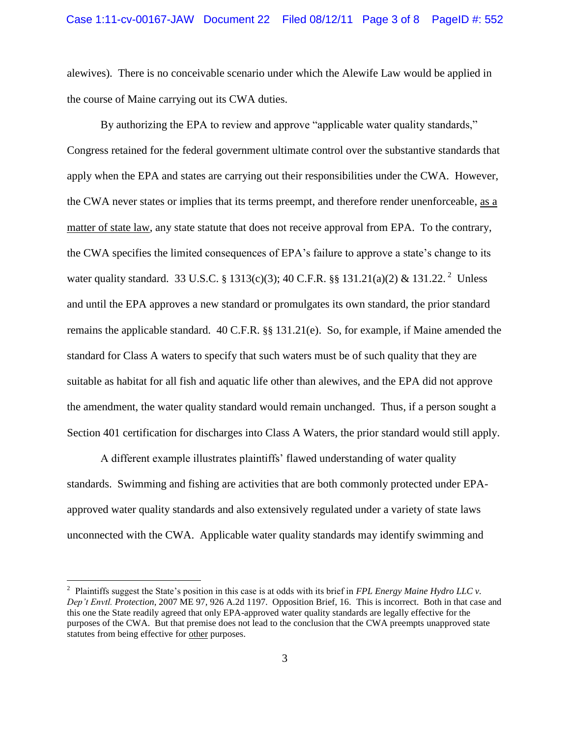alewives). There is no conceivable scenario under which the Alewife Law would be applied in the course of Maine carrying out its CWA duties.

By authorizing the EPA to review and approve "applicable water quality standards," Congress retained for the federal government ultimate control over the substantive standards that apply when the EPA and states are carrying out their responsibilities under the CWA. However, the CWA never states or implies that its terms preempt, and therefore render unenforceable, as a matter of state law, any state statute that does not receive approval from EPA. To the contrary, the CWA specifies the limited consequences of EPA's failure to approve a state's change to its water quality standard. 33 U.S.C. § 1313(c)(3); 40 C.F.R. §§ 131.21(a)(2) & 131.22.[2] Unless and until the EPA approves a new standard or promulgates its own standard, the prior standard remains the applicable standard. 40 C.F.R. §§ 131.21(e). So, for example, if Maine amended the standard for Class A waters to specify that such waters must be of such quality that they are suitable as habitat for all fish and aquatic life other than alewives, and the EPA did not approve the amendment, the water quality standard would remain unchanged. Thus, if a person sought a Section 401 certification for discharges into Class A Waters, the prior standard would still apply.

A different example illustrates plaintiffs' flawed understanding of water quality standards. Swimming and fishing are activities that are both commonly protected under EPA-approved water quality standards and also extensively regulated under a variety of state laws unconnected with the CWA. Applicable water quality standards may identify swimming and

---

[2] Plaintiffs suggest the State's position in this case is at odds with its brief in *FPL Energy Maine Hydro LLC v. Dep't Envtl. Protection*, 2007 ME 97, 926 A.2d 1197. Opposition Brief, 16. This is incorrect. Both in that case and this one the State readily agreed that only EPA-approved water quality standards are legally effective for the purposes of the CWA. But that premise does not lead to the conclusion that the CWA preempts unapproved state statutes from being effective for other purposes.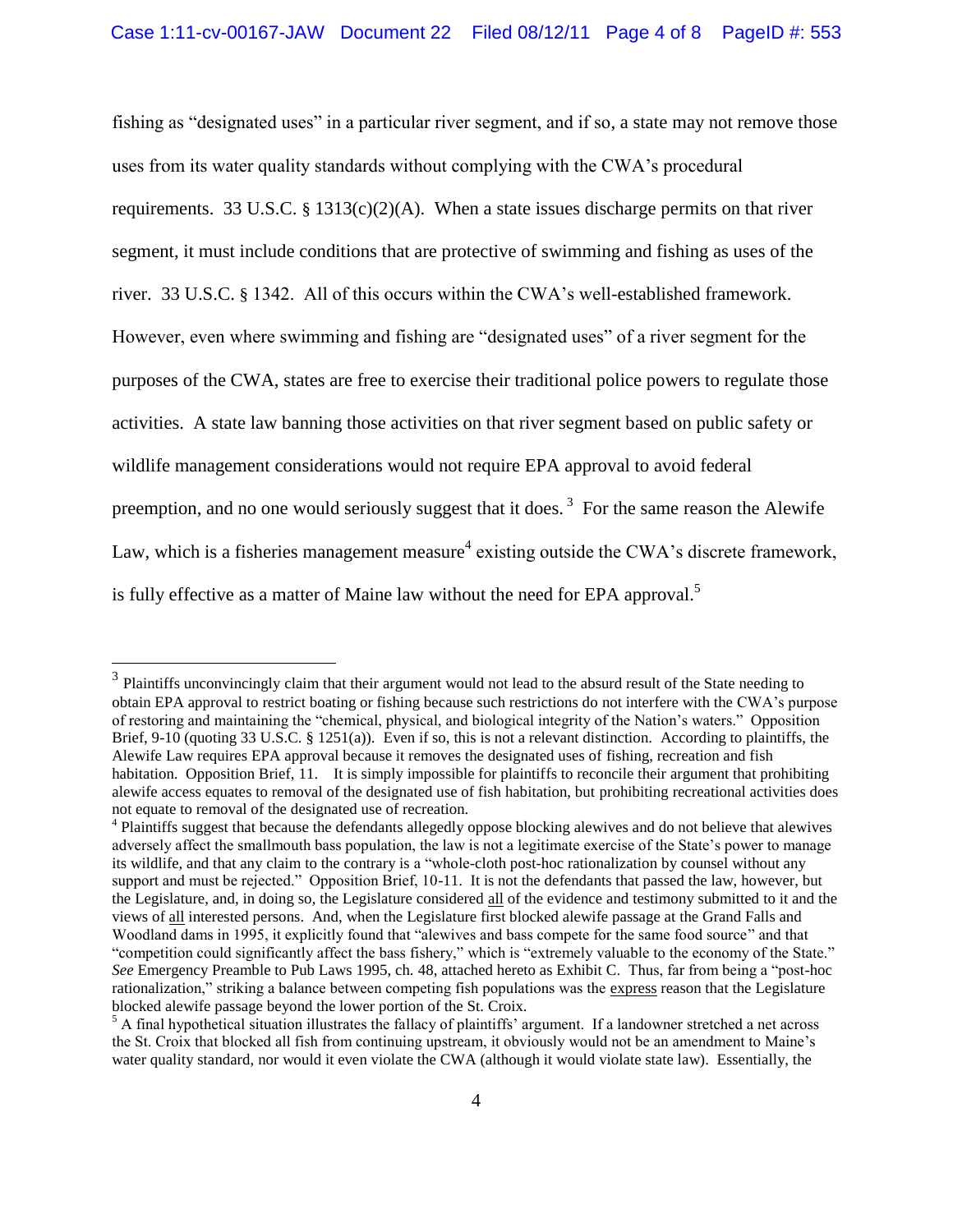fishing as "designated uses" in a particular river segment, and if so, a state may not remove those uses from its water quality standards without complying with the CWA's procedural requirements. 33 U.S.C. § 1313(c)(2)(A). When a state issues discharge permits on that river segment, it must include conditions that are protective of swimming and fishing as uses of the river. 33 U.S.C. § 1342. All of this occurs within the CWA's well-established framework. However, even where swimming and fishing are "designated uses" of a river segment for the purposes of the CWA, states are free to exercise their traditional police powers to regulate those activities. A state law banning those activities on that river segment based on public safety or wildlife management considerations would not require EPA approval to avoid federal preemption, and no one would seriously suggest that it does.[3] For the same reason the Alewife Law, which is a fisheries management measure[4] existing outside the CWA's discrete framework, is fully effective as a matter of Maine law without the need for EPA approval.[5]

---

[3] Plaintiffs unconvincingly claim that their argument would not lead to the absurd result of the State needing to obtain EPA approval to restrict boating or fishing because such restrictions do not interfere with the CWA's purpose of restoring and maintaining the "chemical, physical, and biological integrity of the Nation's waters." Opposition Brief, 9-10 (quoting 33 U.S.C. § 1251(a)). Even if so, this is not a relevant distinction. According to plaintiffs, the Alewife Law requires EPA approval because it removes the designated uses of fishing, recreation and fish habitation. Opposition Brief, 11. It is simply impossible for plaintiffs to reconcile their argument that prohibiting alewife access equates to removal of the designated use of fish habitation, but prohibiting recreational activities does not equate to removal of the designated use of recreation.

[4] Plaintiffs suggest that because the defendants allegedly oppose blocking alewives and do not believe that alewives adversely affect the smallmouth bass population, the law is not a legitimate exercise of the State's power to manage its wildlife, and that any claim to the contrary is a "whole-cloth post-hoc rationalization by counsel without any support and must be rejected." Opposition Brief, 10-11. It is not the defendants that passed the law, however, but the Legislature, and, in doing so, the Legislature considered <u>all</u> of the evidence and testimony submitted to it and the views of <u>all</u> interested persons. And, when the Legislature first blocked alewife passage at the Grand Falls and Woodland dams in 1995, it explicitly found that "alewives and bass compete for the same food source" and that "competition could significantly affect the bass fishery," which is "extremely valuable to the economy of the State." *See* Emergency Preamble to Pub Laws 1995, ch. 48, attached hereto as Exhibit C. Thus, far from being a "post-hoc rationalization," striking a balance between competing fish populations was the <u>express</u> reason that the Legislature blocked alewife passage beyond the lower portion of the St. Croix.

[5] A final hypothetical situation illustrates the fallacy of plaintiffs' argument. If a landowner stretched a net across the St. Croix that blocked all fish from continuing upstream, it obviously would not be an amendment to Maine's water quality standard, nor would it even violate the CWA (although it would violate state law). Essentially, the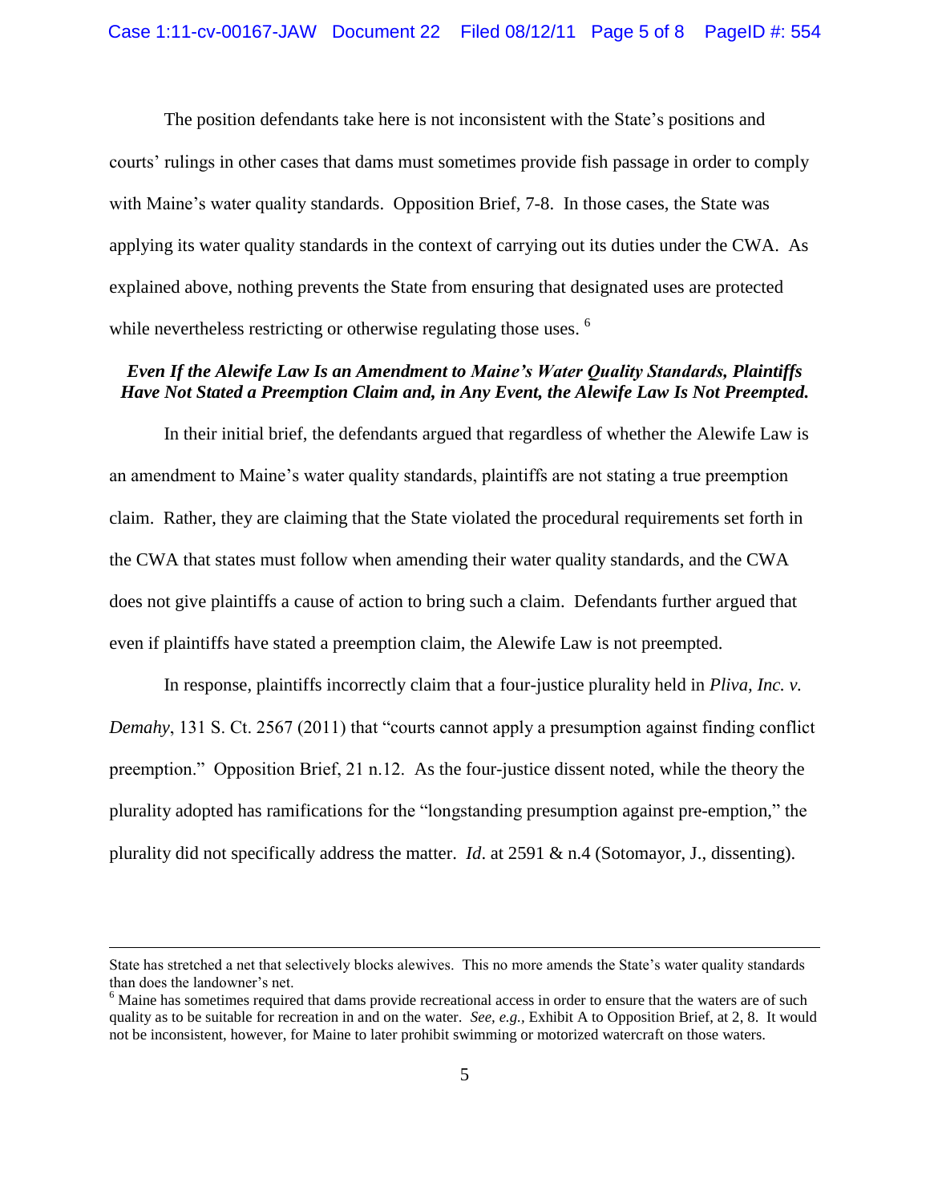The position defendants take here is not inconsistent with the State's positions and courts' rulings in other cases that dams must sometimes provide fish passage in order to comply with Maine's water quality standards. Opposition Brief, 7-8. In those cases, the State was applying its water quality standards in the context of carrying out its duties under the CWA. As explained above, nothing prevents the State from ensuring that designated uses are protected while nevertheless restricting or otherwise regulating those uses. [6]

***Even If the Alewife Law Is an Amendment to Maine's Water Quality Standards, Plaintiffs Have Not Stated a Preemption Claim and, in Any Event, the Alewife Law Is Not Preempted.***

In their initial brief, the defendants argued that regardless of whether the Alewife Law is an amendment to Maine's water quality standards, plaintiffs are not stating a true preemption claim. Rather, they are claiming that the State violated the procedural requirements set forth in the CWA that states must follow when amending their water quality standards, and the CWA does not give plaintiffs a cause of action to bring such a claim. Defendants further argued that even if plaintiffs have stated a preemption claim, the Alewife Law is not preempted.

In response, plaintiffs incorrectly claim that a four-justice plurality held in *Pliva, Inc. v. Demahy*, 131 S. Ct. 2567 (2011) that "courts cannot apply a presumption against finding conflict preemption." Opposition Brief, 21 n.12. As the four-justice dissent noted, while the theory the plurality adopted has ramifications for the "longstanding presumption against pre-emption," the plurality did not specifically address the matter. *Id*. at 2591 & n.4 (Sotomayor, J., dissenting).

---

State has stretched a net that selectively blocks alewives. This no more amends the State's water quality standards than does the landowner's net.

[6] Maine has sometimes required that dams provide recreational access in order to ensure that the waters are of such quality as to be suitable for recreation in and on the water. *See, e.g.*, Exhibit A to Opposition Brief, at 2, 8. It would not be inconsistent, however, for Maine to later prohibit swimming or motorized watercraft on those waters.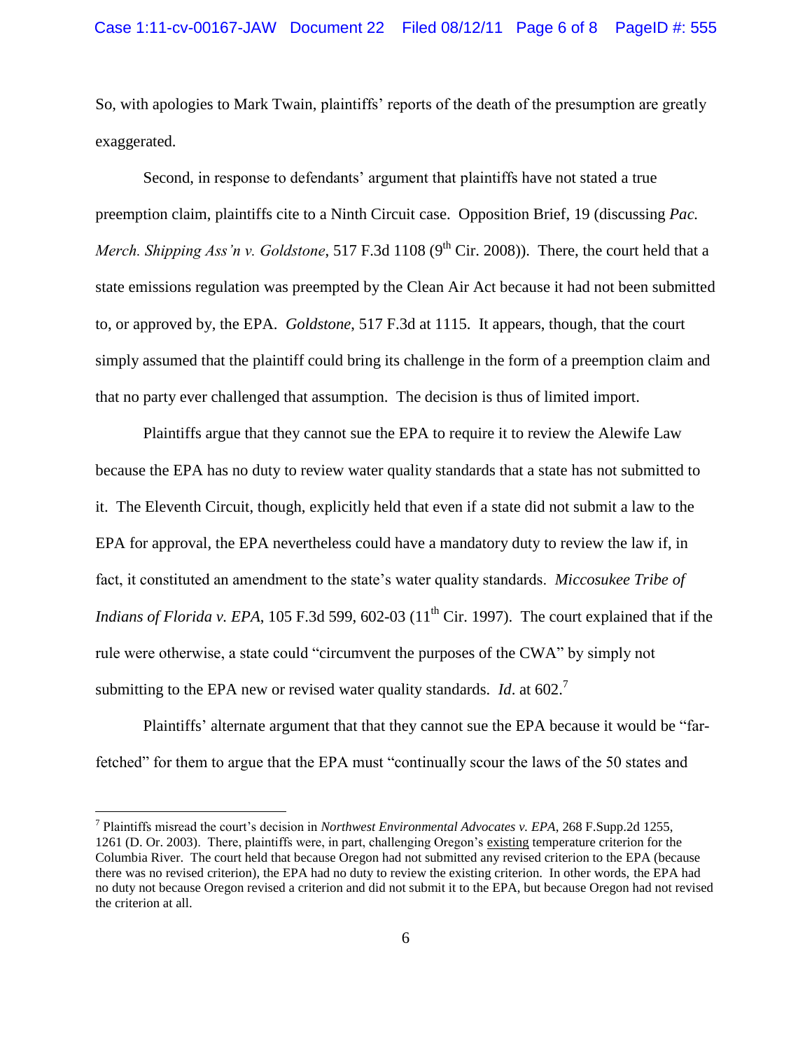So, with apologies to Mark Twain, plaintiffs' reports of the death of the presumption are greatly exaggerated.

Second, in response to defendants' argument that plaintiffs have not stated a true preemption claim, plaintiffs cite to a Ninth Circuit case. Opposition Brief, 19 (discussing *Pac. Merch. Shipping Ass'n v. Goldstone*, 517 F.3d 1108 (9th Cir. 2008)). There, the court held that a state emissions regulation was preempted by the Clean Air Act because it had not been submitted to, or approved by, the EPA. *Goldstone*, 517 F.3d at 1115. It appears, though, that the court simply assumed that the plaintiff could bring its challenge in the form of a preemption claim and that no party ever challenged that assumption. The decision is thus of limited import.

Plaintiffs argue that they cannot sue the EPA to require it to review the Alewife Law because the EPA has no duty to review water quality standards that a state has not submitted to it. The Eleventh Circuit, though, explicitly held that even if a state did not submit a law to the EPA for approval, the EPA nevertheless could have a mandatory duty to review the law if, in fact, it constituted an amendment to the state's water quality standards. *Miccosukee Tribe of Indians of Florida v. EPA*, 105 F.3d 599, 602-03 (11th Cir. 1997). The court explained that if the rule were otherwise, a state could "circumvent the purposes of the CWA" by simply not submitting to the EPA new or revised water quality standards. *Id*. at 602.[7]

Plaintiffs' alternate argument that that they cannot sue the EPA because it would be "far-fetched" for them to argue that the EPA must "continually scour the laws of the 50 states and

[7] Plaintiffs misread the court's decision in *Northwest Environmental Advocates v. EPA*, 268 F.Supp.2d 1255, 1261 (D. Or. 2003). There, plaintiffs were, in part, challenging Oregon's existing temperature criterion for the Columbia River. The court held that because Oregon had not submitted any revised criterion to the EPA (because there was no revised criterion), the EPA had no duty to review the existing criterion. In other words, the EPA had no duty not because Oregon revised a criterion and did not submit it to the EPA, but because Oregon had not revised the criterion at all.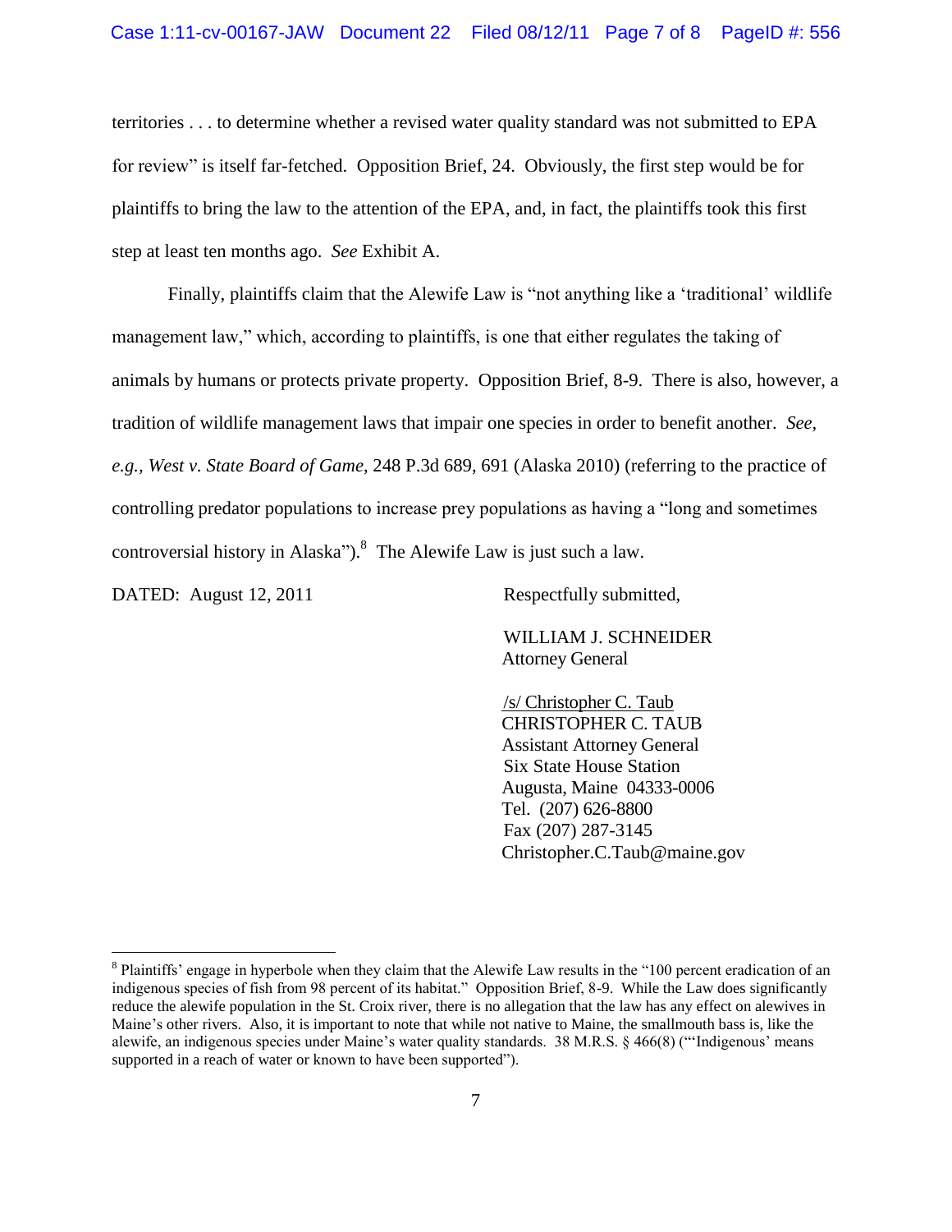territories . . . to determine whether a revised water quality standard was not submitted to EPA for review" is itself far-fetched. Opposition Brief, 24. Obviously, the first step would be for plaintiffs to bring the law to the attention of the EPA, and, in fact, the plaintiffs took this first step at least ten months ago. *See* Exhibit A.

Finally, plaintiffs claim that the Alewife Law is "not anything like a 'traditional' wildlife management law," which, according to plaintiffs, is one that either regulates the taking of animals by humans or protects private property. Opposition Brief, 8-9. There is also, however, a tradition of wildlife management laws that impair one species in order to benefit another. *See, e.g., West v. State Board of Game*, 248 P.3d 689, 691 (Alaska 2010) (referring to the practice of controlling predator populations to increase prey populations as having a "long and sometimes controversial history in Alaska").[8] The Alewife Law is just such a law.

DATED: August 12, 2011

Respectfully submitted,

WILLIAM J. SCHNEIDER
Attorney General

/s/ Christopher C. Taub
CHRISTOPHER C. TAUB
Assistant Attorney General
Six State House Station
Augusta, Maine 04333-0006
Tel. (207) 626-8800
Fax (207) 287-3145
Christopher.C.Taub@maine.gov

---

[8] Plaintiffs' engage in hyperbole when they claim that the Alewife Law results in the "100 percent eradication of an indigenous species of fish from 98 percent of its habitat." Opposition Brief, 8-9. While the Law does significantly reduce the alewife population in the St. Croix river, there is no allegation that the law has any effect on alewives in Maine's other rivers. Also, it is important to note that while not native to Maine, the smallmouth bass is, like the alewife, an indigenous species under Maine's water quality standards. 38 M.R.S. § 466(8) ("'Indigenous' means supported in a reach of water or known to have been supported").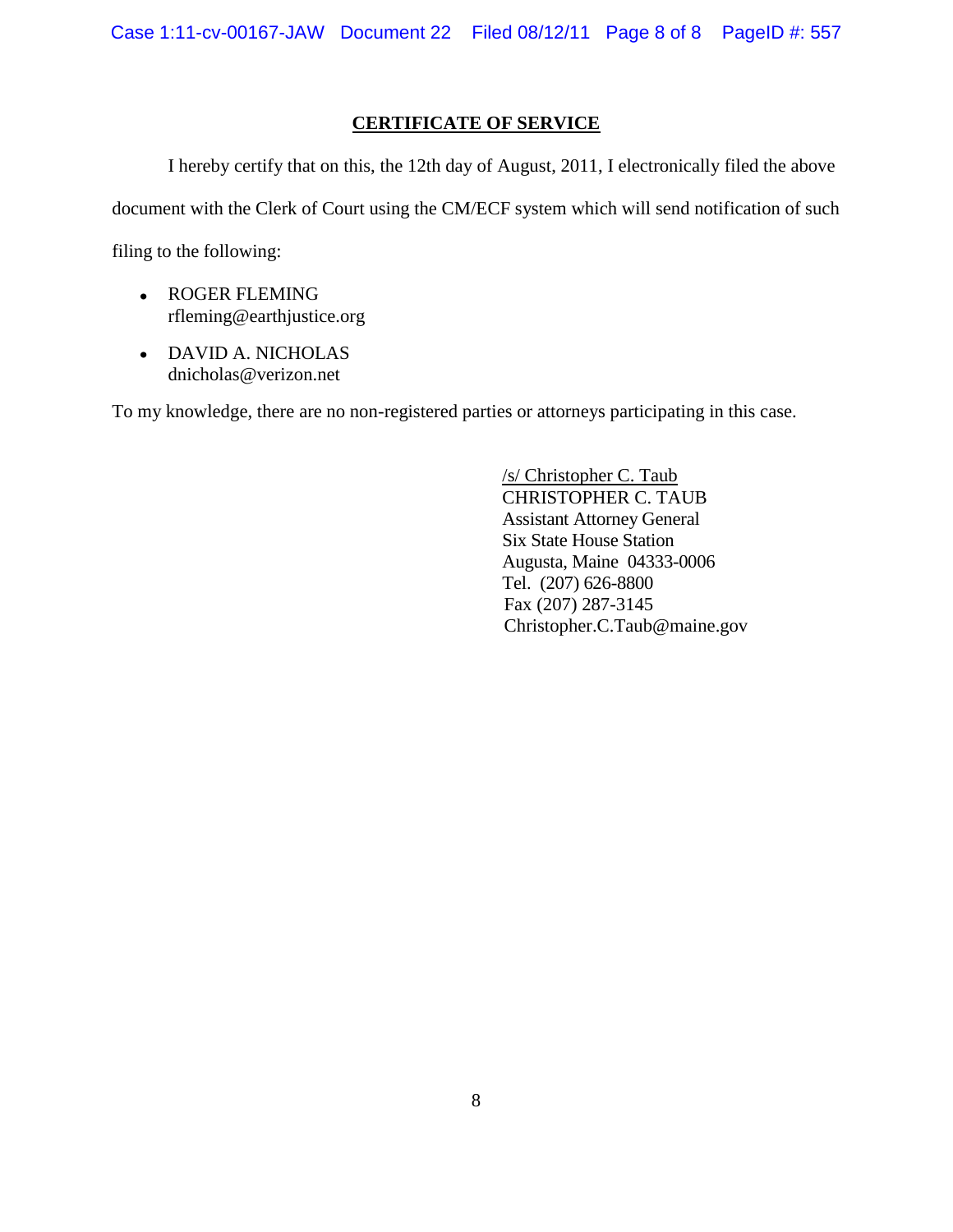## CERTIFICATE OF SERVICE

I hereby certify that on this, the 12th day of August, 2011, I electronically filed the above document with the Clerk of Court using the CM/ECF system which will send notification of such filing to the following:

- ROGER FLEMING
  rfleming@earthjustice.org
- DAVID A. NICHOLAS
  dnicholas@verizon.net

To my knowledge, there are no non-registered parties or attorneys participating in this case.

/s/ Christopher C. Taub
CHRISTOPHER C. TAUB
Assistant Attorney General
Six State House Station
Augusta, Maine 04333-0006
Tel. (207) 626-8800
Fax (207) 287-3145
Christopher.C.Taub@maine.gov